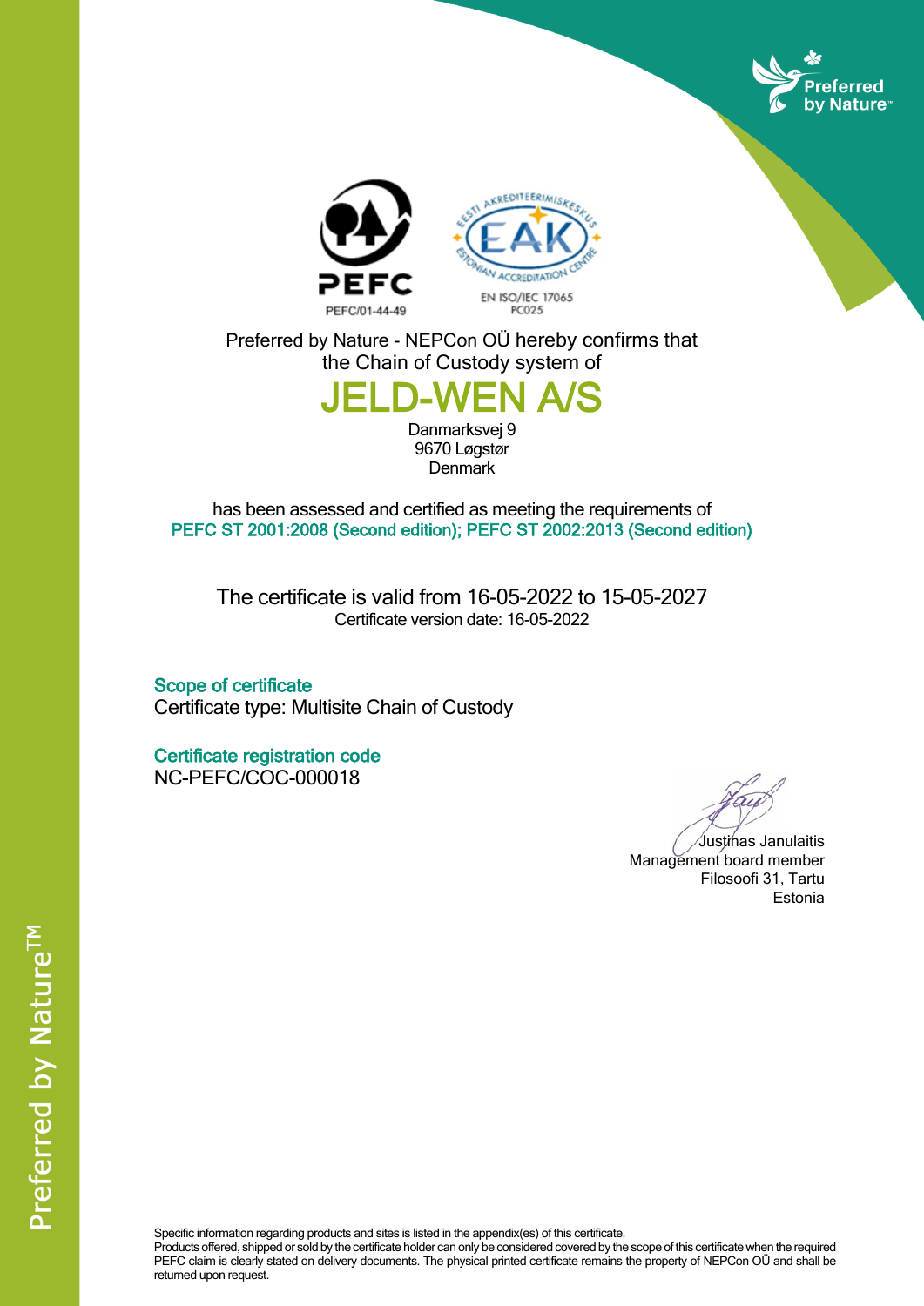PEFC

PEFC/01-44-49

EAK — EESTI AKREDITEERIMISKESKUS — ESTONIAN ACCREDITATION CENTRE

EN ISO/IEC 17065
PC025

Preferred by Nature

Preferred by Nature - NEPCon OÜ hereby confirms that
the Chain of Custody system of

# JELD-WEN A/S

Danmarksvej 9
9670 Løgstør
Denmark

has been assessed and certified as meeting the requirements of
PEFC ST 2001:2008 (Second edition); PEFC ST 2002:2013 (Second edition)

The certificate is valid from 16-05-2022 to 15-05-2027
Certificate version date: 16-05-2022

## Scope of certificate

Certificate type: Multisite Chain of Custody

## Certificate registration code

NC-PEFC/COC-000018

Justinas Janulaitis
Management board member
Filosoofi 31, Tartu
Estonia

Preferred by Nature™

Specific information regarding products and sites is listed in the appendix(es) of this certificate.
Products offered, shipped or sold by the certificate holder can only be considered covered by the scope of this certificate when the required PEFC claim is clearly stated on delivery documents. The physical printed certificate remains the property of NEPCon OÜ and shall be returned upon request.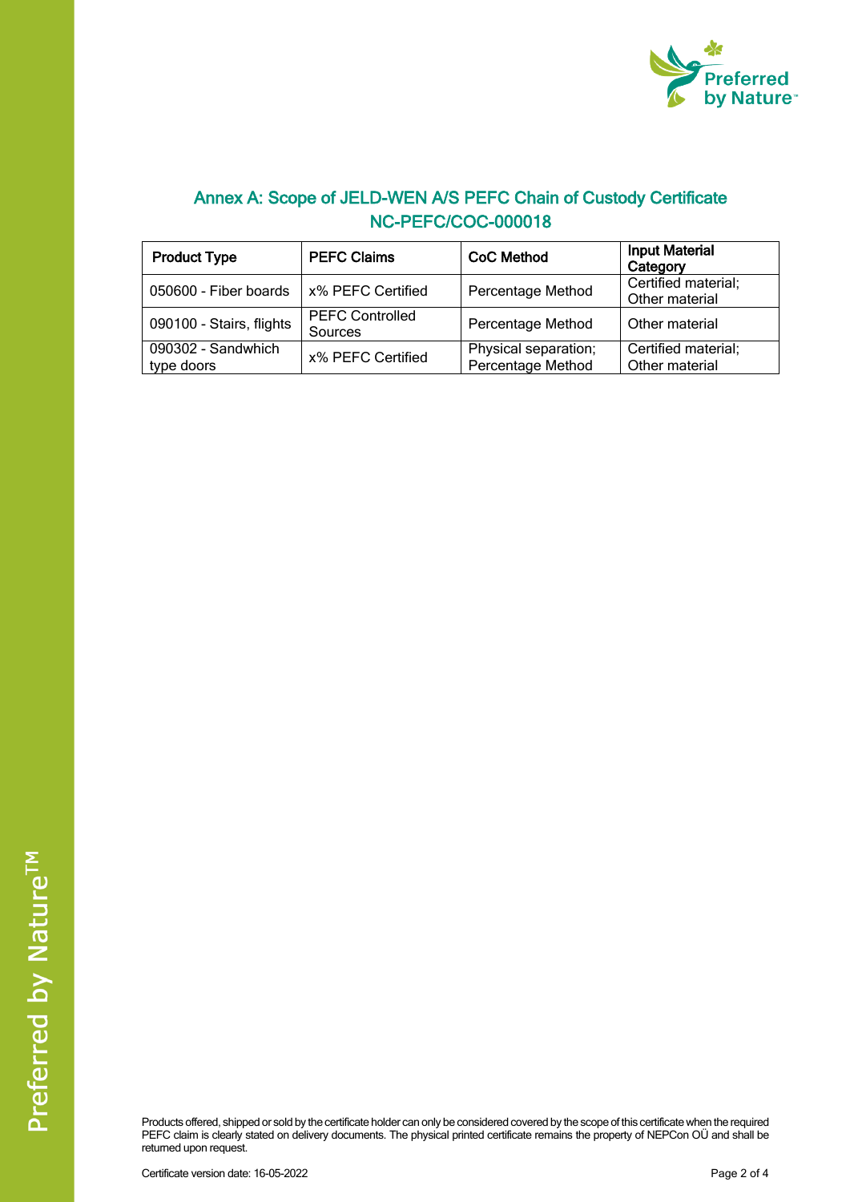## Annex A: Scope of JELD-WEN A/S PEFC Chain of Custody Certificate NC-PEFC/COC-000018

| Product Type | PEFC Claims | CoC Method | Input Material Category |
|---|---|---|---|
| 050600 - Fiber boards | x% PEFC Certified | Percentage Method | Certified material; Other material |
| 090100 - Stairs, flights | PEFC Controlled Sources | Percentage Method | Other material |
| 090302 - Sandwhich type doors | x% PEFC Certified | Physical separation; Percentage Method | Certified material; Other material |

Products offered, shipped or sold by the certificate holder can only be considered covered by the scope of this certificate when the required PEFC claim is clearly stated on delivery documents. The physical printed certificate remains the property of NEPCon OÜ and shall be returned upon request.

Certificate version date: 16-05-2022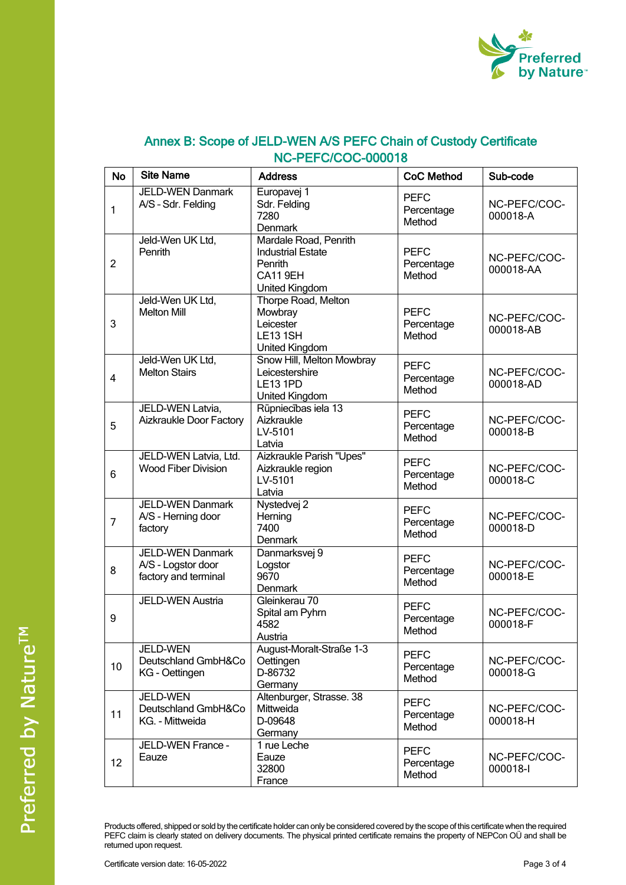## Annex B: Scope of JELD-WEN A/S PEFC Chain of Custody Certificate NC-PEFC/COC-000018

| No | Site Name | Address | CoC Method | Sub-code |
|---|---|---|---|---|
| 1 | JELD-WEN Danmark A/S - Sdr. Felding | Europavej 1<br>Sdr. Felding<br>7280<br>Denmark | PEFC Percentage Method | NC-PEFC/COC-000018-A |
| 2 | Jeld-Wen UK Ltd, Penrith | Mardale Road, Penrith Industrial Estate<br>Penrith<br>CA11 9EH<br>United Kingdom | PEFC Percentage Method | NC-PEFC/COC-000018-AA |
| 3 | Jeld-Wen UK Ltd, Melton Mill | Thorpe Road, Melton Mowbray<br>Leicester<br>LE13 1SH<br>United Kingdom | PEFC Percentage Method | NC-PEFC/COC-000018-AB |
| 4 | Jeld-Wen UK Ltd, Melton Stairs | Snow Hill, Melton Mowbray<br>Leicestershire<br>LE13 1PD<br>United Kingdom | PEFC Percentage Method | NC-PEFC/COC-000018-AD |
| 5 | JELD-WEN Latvia, Aizkraukle Door Factory | Rūpniecības iela 13<br>Aizkraukle<br>LV-5101<br>Latvia | PEFC Percentage Method | NC-PEFC/COC-000018-B |
| 6 | JELD-WEN Latvia, Ltd. Wood Fiber Division | Aizkraukle Parish "Upes"<br>Aizkraukle region<br>LV-5101<br>Latvia | PEFC Percentage Method | NC-PEFC/COC-000018-C |
| 7 | JELD-WEN Danmark A/S - Herning door factory | Nystedvej 2<br>Herning<br>7400<br>Denmark | PEFC Percentage Method | NC-PEFC/COC-000018-D |
| 8 | JELD-WEN Danmark A/S - Logstor door factory and terminal | Danmarksvej 9<br>Logstor<br>9670<br>Denmark | PEFC Percentage Method | NC-PEFC/COC-000018-E |
| 9 | JELD-WEN Austria | Gleinkerau 70<br>Spital am Pyhrn<br>4582<br>Austria | PEFC Percentage Method | NC-PEFC/COC-000018-F |
| 10 | JELD-WEN Deutschland GmbH&Co KG - Oettingen | August-Moralt-Straße 1-3<br>Oettingen<br>D-86732<br>Germany | PEFC Percentage Method | NC-PEFC/COC-000018-G |
| 11 | JELD-WEN Deutschland GmbH&Co KG. - Mittweida | Altenburger, Strasse. 38<br>Mittweida<br>D-09648<br>Germany | PEFC Percentage Method | NC-PEFC/COC-000018-H |
| 12 | JELD-WEN France - Eauze | 1 rue Leche<br>Eauze<br>32800<br>France | PEFC Percentage Method | NC-PEFC/COC-000018-I |

Products offered, shipped or sold by the certificate holder can only be considered covered by the scope of this certificate when the required PEFC claim is clearly stated on delivery documents. The physical printed certificate remains the property of NEPCon OÜ and shall be returned upon request.

Certificate version date: 16-05-2022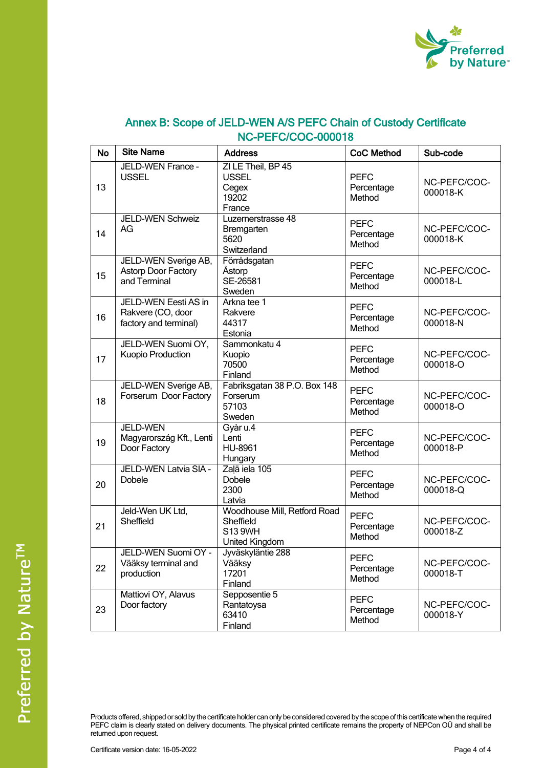## Annex B: Scope of JELD-WEN A/S PEFC Chain of Custody Certificate NC-PEFC/COC-000018

| No | Site Name | Address | CoC Method | Sub-code |
|---|---|---|---|---|
| 13 | JELD-WEN France - USSEL | ZI LE Theil, BP 45<br>USSEL<br>Cegex<br>19202<br>France | PEFC Percentage Method | NC-PEFC/COC-000018-K |
| 14 | JELD-WEN Schweiz AG | Luzernerstrasse 48<br>Bremgarten<br>5620<br>Switzerland | PEFC Percentage Method | NC-PEFC/COC-000018-K |
| 15 | JELD-WEN Sverige AB, Astorp Door Factory and Terminal | Förrådsgatan<br>Åstorp<br>SE-26581<br>Sweden | PEFC Percentage Method | NC-PEFC/COC-000018-L |
| 16 | JELD-WEN Eesti AS in Rakvere (CO, door factory and terminal) | Arkna tee 1<br>Rakvere<br>44317<br>Estonia | PEFC Percentage Method | NC-PEFC/COC-000018-N |
| 17 | JELD-WEN Suomi OY, Kuopio Production | Sammonkatu 4<br>Kuopio<br>70500<br>Finland | PEFC Percentage Method | NC-PEFC/COC-000018-O |
| 18 | JELD-WEN Sverige AB, Forserum Door Factory | Fabriksgatan 38 P.O. Box 148<br>Forserum<br>57103<br>Sweden | PEFC Percentage Method | NC-PEFC/COC-000018-O |
| 19 | JELD-WEN Magyarország Kft., Lenti Door Factory | Gyàr u.4<br>Lenti<br>HU-8961<br>Hungary | PEFC Percentage Method | NC-PEFC/COC-000018-P |
| 20 | JELD-WEN Latvia SIA - Dobele | Zaļā iela 105<br>Dobele<br>2300<br>Latvia | PEFC Percentage Method | NC-PEFC/COC-000018-Q |
| 21 | Jeld-Wen UK Ltd, Sheffield | Woodhouse Mill, Retford Road<br>Sheffield<br>S13 9WH<br>United Kingdom | PEFC Percentage Method | NC-PEFC/COC-000018-Z |
| 22 | JELD-WEN Suomi OY - Vääksy terminal and production | Jyväskyläntie 288<br>Vääksy<br>17201<br>Finland | PEFC Percentage Method | NC-PEFC/COC-000018-T |
| 23 | Mattiovi OY, Alavus Door factory | Sepposentie 5<br>Rantatoysa<br>63410<br>Finland | PEFC Percentage Method | NC-PEFC/COC-000018-Y |

Products offered, shipped or sold by the certificate holder can only be considered covered by the scope of this certificate when the required PEFC claim is clearly stated on delivery documents. The physical printed certificate remains the property of NEPCon OÜ and shall be returned upon request.

Certificate version date: 16-05-2022